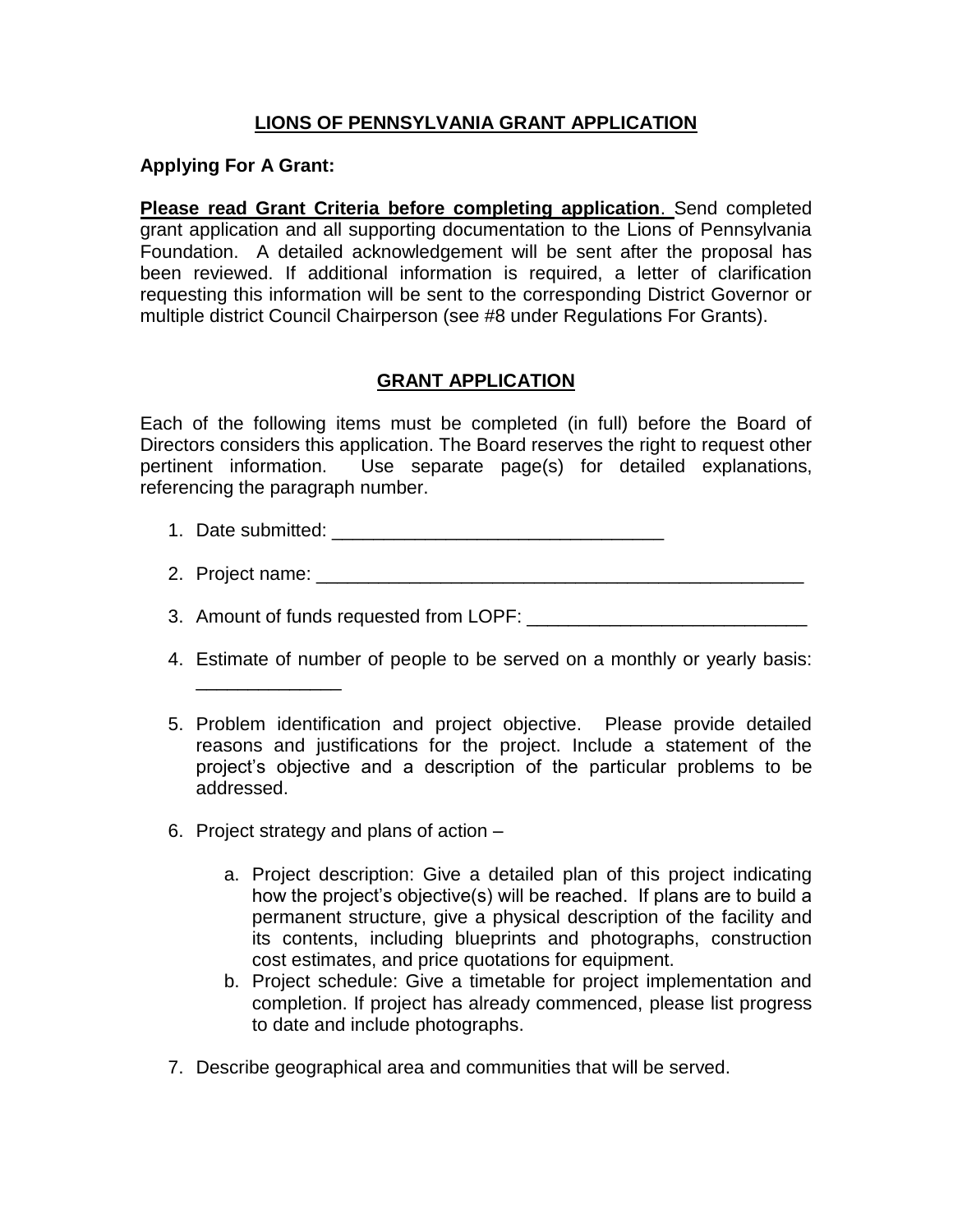# LIONS OF PENNSYLVANIA GRANT APPLICATION

**Applying For A Grant:**

**Please read Grant Criteria before completing application**. Send completed grant application and all supporting documentation to the Lions of Pennsylvania Foundation. A detailed acknowledgement will be sent after the proposal has been reviewed. If additional information is required, a letter of clarification requesting this information will be sent to the corresponding District Governor or multiple district Council Chairperson (see #8 under Regulations For Grants).

## GRANT APPLICATION

Each of the following items must be completed (in full) before the Board of Directors considers this application. The Board reserves the right to request other pertinent information. Use separate page(s) for detailed explanations, referencing the paragraph number.

1. Date submitted: ________________________________
2. Project name: ______________________________________________
3. Amount of funds requested from LOPF: ___________________________
4. Estimate of number of people to be served on a monthly or yearly basis: ______________
5. Problem identification and project objective. Please provide detailed reasons and justifications for the project. Include a statement of the project's objective and a description of the particular problems to be addressed.
6. Project strategy and plans of action –
   a. Project description: Give a detailed plan of this project indicating how the project's objective(s) will be reached. If plans are to build a permanent structure, give a physical description of the facility and its contents, including blueprints and photographs, construction cost estimates, and price quotations for equipment.
   b. Project schedule: Give a timetable for project implementation and completion. If project has already commenced, please list progress to date and include photographs.
7. Describe geographical area and communities that will be served.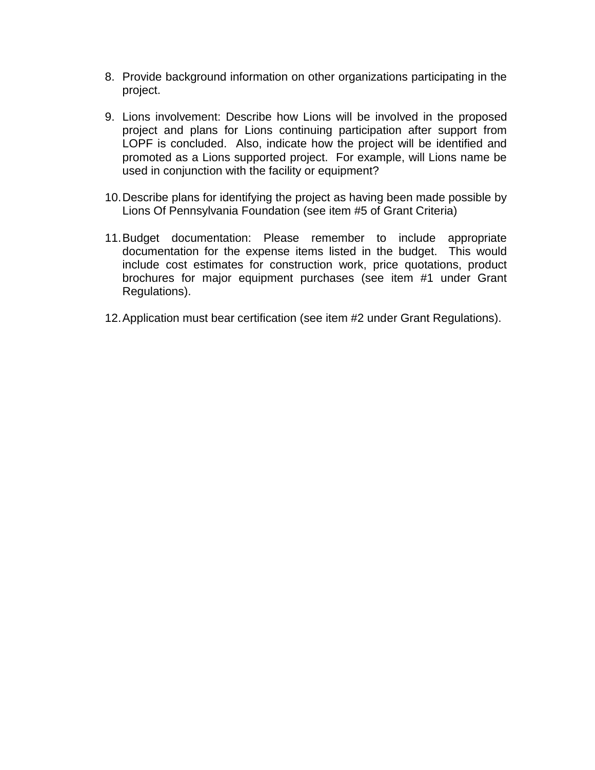8. Provide background information on other organizations participating in the project.

9. Lions involvement: Describe how Lions will be involved in the proposed project and plans for Lions continuing participation after support from LOPF is concluded. Also, indicate how the project will be identified and promoted as a Lions supported project. For example, will Lions name be used in conjunction with the facility or equipment?

10. Describe plans for identifying the project as having been made possible by Lions Of Pennsylvania Foundation (see item #5 of Grant Criteria)

11. Budget documentation: Please remember to include appropriate documentation for the expense items listed in the budget. This would include cost estimates for construction work, price quotations, product brochures for major equipment purchases (see item #1 under Grant Regulations).

12. Application must bear certification (see item #2 under Grant Regulations).